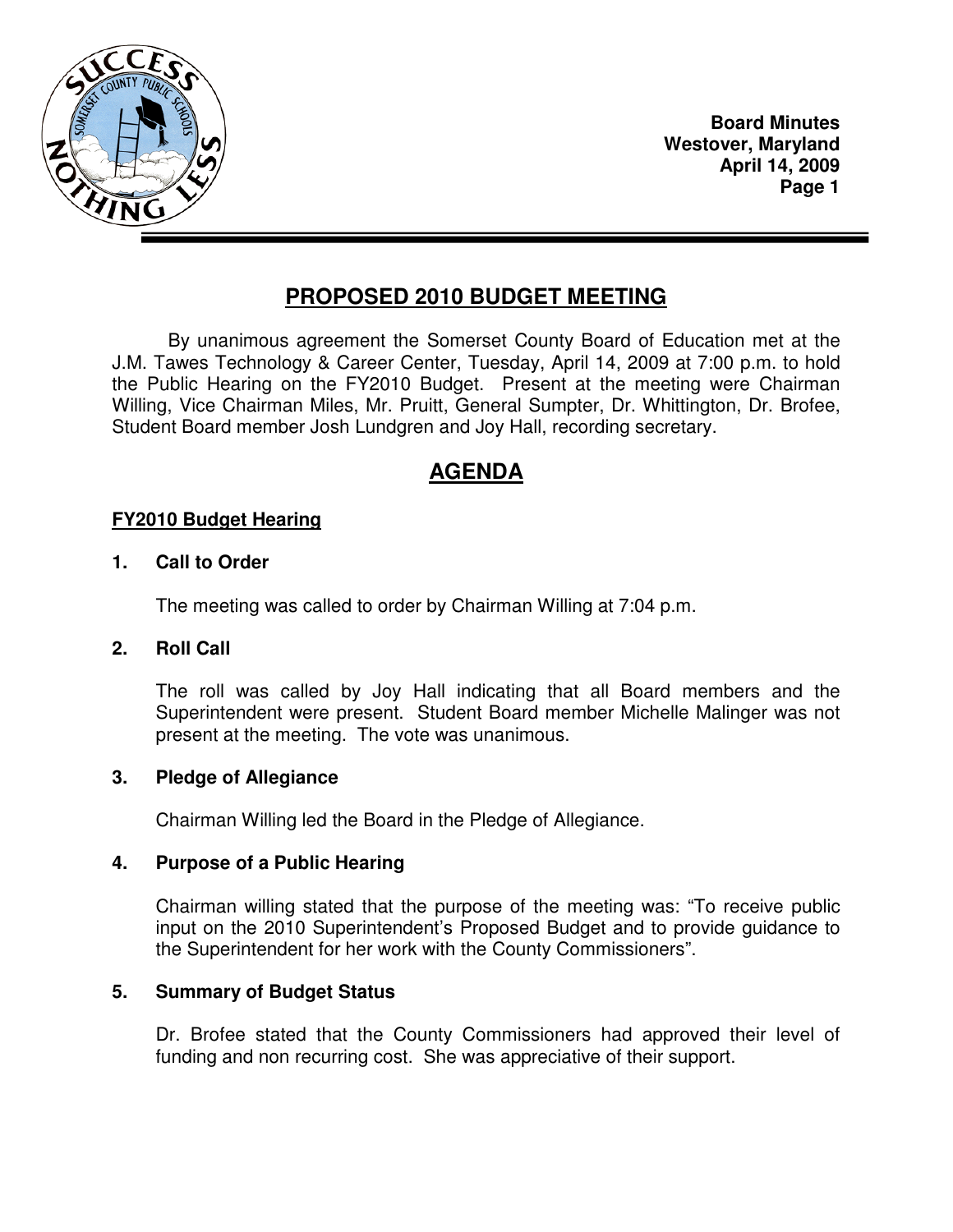# PROPOSED 2010 BUDGET MEETING

By unanimous agreement the Somerset County Board of Education met at the J.M. Tawes Technology & Career Center, Tuesday, April 14, 2009 at 7:00 p.m. to hold the Public Hearing on the FY2010 Budget. Present at the meeting were Chairman Willing, Vice Chairman Miles, Mr. Pruitt, General Sumpter, Dr. Whittington, Dr. Brofee, Student Board member Josh Lundgren and Joy Hall, recording secretary.

## AGENDA

### FY2010 Budget Hearing

**1. Call to Order**

The meeting was called to order by Chairman Willing at 7:04 p.m.

**2. Roll Call**

The roll was called by Joy Hall indicating that all Board members and the Superintendent were present. Student Board member Michelle Malinger was not present at the meeting. The vote was unanimous.

**3. Pledge of Allegiance**

Chairman Willing led the Board in the Pledge of Allegiance.

**4. Purpose of a Public Hearing**

Chairman willing stated that the purpose of the meeting was: "To receive public input on the 2010 Superintendent's Proposed Budget and to provide guidance to the Superintendent for her work with the County Commissioners".

**5. Summary of Budget Status**

Dr. Brofee stated that the County Commissioners had approved their level of funding and non recurring cost. She was appreciative of their support.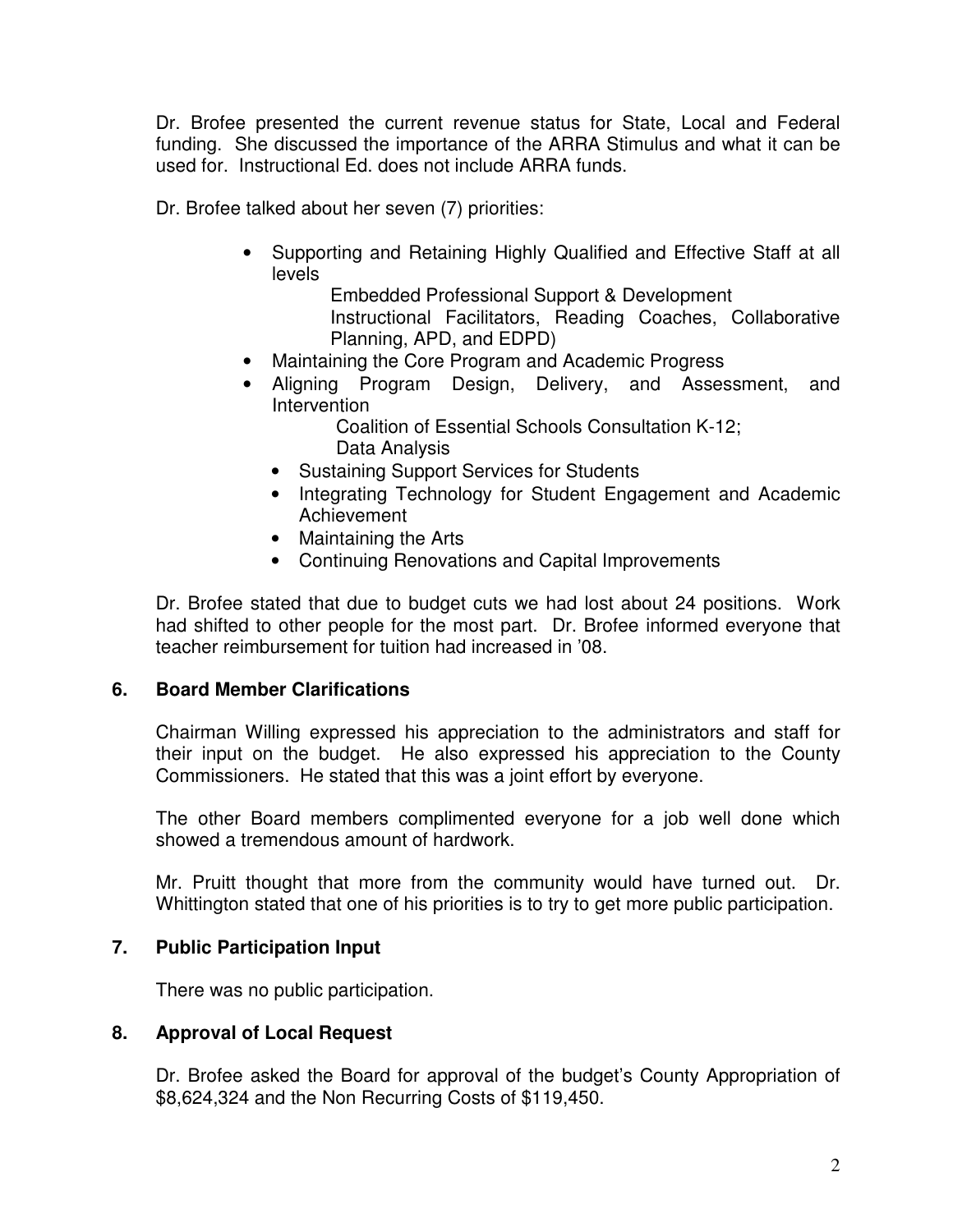Dr. Brofee presented the current revenue status for State, Local and Federal funding. She discussed the importance of the ARRA Stimulus and what it can be used for. Instructional Ed. does not include ARRA funds.

Dr. Brofee talked about her seven (7) priorities:

- Supporting and Retaining Highly Qualified and Effective Staff at all levels
  - Embedded Professional Support & Development
  - Instructional Facilitators, Reading Coaches, Collaborative Planning, APD, and EDPD)
- Maintaining the Core Program and Academic Progress
- Aligning Program Design, Delivery, and Assessment, and Intervention
  - Coalition of Essential Schools Consultation K-12;
  - Data Analysis
  - Sustaining Support Services for Students
  - Integrating Technology for Student Engagement and Academic Achievement
  - Maintaining the Arts
  - Continuing Renovations and Capital Improvements

Dr. Brofee stated that due to budget cuts we had lost about 24 positions. Work had shifted to other people for the most part. Dr. Brofee informed everyone that teacher reimbursement for tuition had increased in '08.

## 6. Board Member Clarifications

Chairman Willing expressed his appreciation to the administrators and staff for their input on the budget. He also expressed his appreciation to the County Commissioners. He stated that this was a joint effort by everyone.

The other Board members complimented everyone for a job well done which showed a tremendous amount of hardwork.

Mr. Pruitt thought that more from the community would have turned out. Dr. Whittington stated that one of his priorities is to try to get more public participation.

## 7. Public Participation Input

There was no public participation.

## 8. Approval of Local Request

Dr. Brofee asked the Board for approval of the budget's County Appropriation of $8,624,324 and the Non Recurring Costs of $119,450.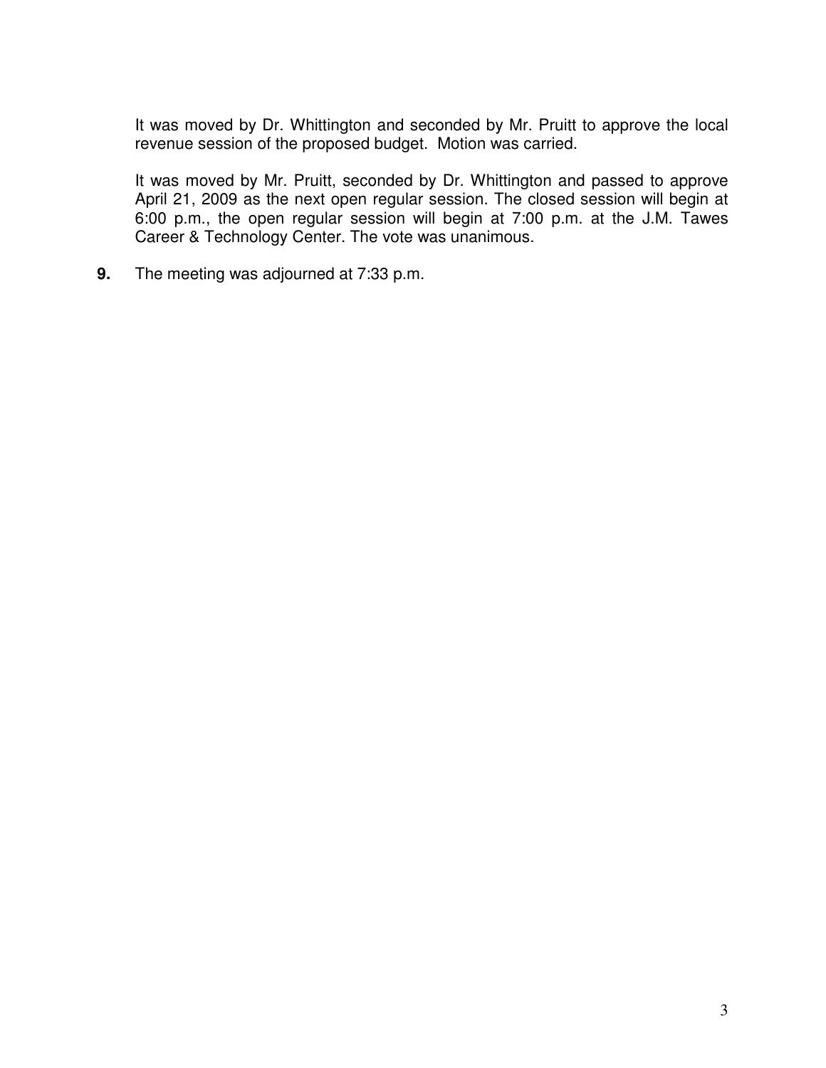It was moved by Dr. Whittington and seconded by Mr. Pruitt to approve the local revenue session of the proposed budget. Motion was carried.

It was moved by Mr. Pruitt, seconded by Dr. Whittington and passed to approve April 21, 2009 as the next open regular session. The closed session will begin at 6:00 p.m., the open regular session will begin at 7:00 p.m. at the J.M. Tawes Career & Technology Center. The vote was unanimous.

**9.** The meeting was adjourned at 7:33 p.m.